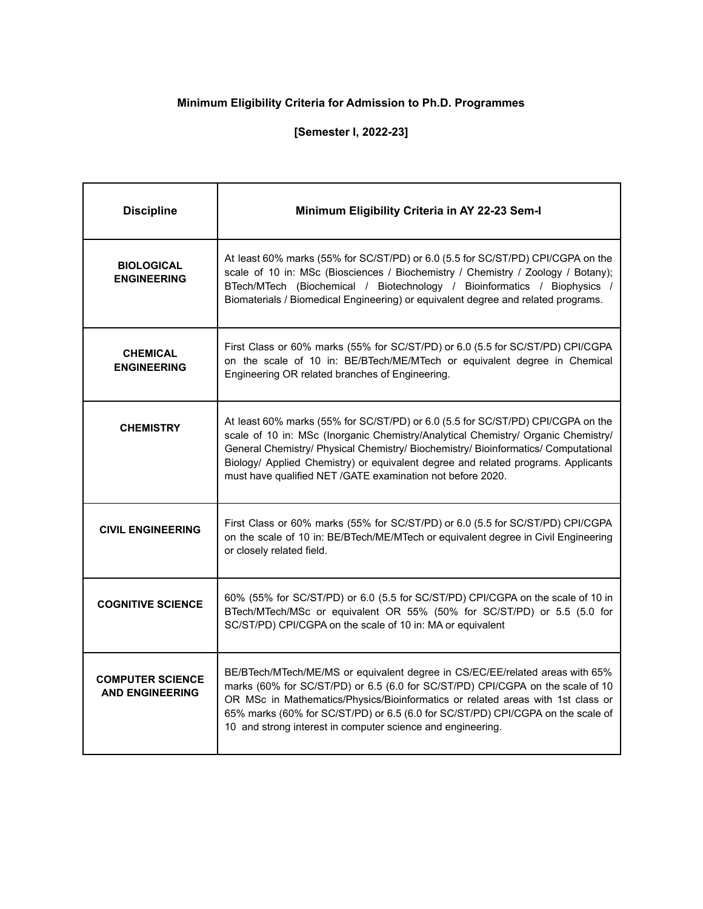**Minimum Eligibility Criteria for Admission to Ph.D. Programmes**

**[Semester I, 2022-23]**

| Discipline | Minimum Eligibility Criteria in AY 22-23 Sem-I |
|---|---|
| **BIOLOGICAL ENGINEERING** | At least 60% marks (55% for SC/ST/PD) or 6.0 (5.5 for SC/ST/PD) CPI/CGPA on the scale of 10 in: MSc (Biosciences / Biochemistry / Chemistry / Zoology / Botany); BTech/MTech (Biochemical / Biotechnology / Bioinformatics / Biophysics / Biomaterials / Biomedical Engineering) or equivalent degree and related programs. |
| **CHEMICAL ENGINEERING** | First Class or 60% marks (55% for SC/ST/PD) or 6.0 (5.5 for SC/ST/PD) CPI/CGPA on the scale of 10 in: BE/BTech/ME/MTech or equivalent degree in Chemical Engineering OR related branches of Engineering. |
| **CHEMISTRY** | At least 60% marks (55% for SC/ST/PD) or 6.0 (5.5 for SC/ST/PD) CPI/CGPA on the scale of 10 in: MSc (Inorganic Chemistry/Analytical Chemistry/ Organic Chemistry/ General Chemistry/ Physical Chemistry/ Biochemistry/ Bioinformatics/ Computational Biology/ Applied Chemistry) or equivalent degree and related programs. Applicants must have qualified NET /GATE examination not before 2020. |
| **CIVIL ENGINEERING** | First Class or 60% marks (55% for SC/ST/PD) or 6.0 (5.5 for SC/ST/PD) CPI/CGPA on the scale of 10 in: BE/BTech/ME/MTech or equivalent degree in Civil Engineering or closely related field. |
| **COGNITIVE SCIENCE** | 60% (55% for SC/ST/PD) or 6.0 (5.5 for SC/ST/PD) CPI/CGPA on the scale of 10 in BTech/MTech/MSc or equivalent OR 55% (50% for SC/ST/PD) or 5.5 (5.0 for SC/ST/PD) CPI/CGPA on the scale of 10 in: MA or equivalent |
| **COMPUTER SCIENCE AND ENGINEERING** | BE/BTech/MTech/ME/MS or equivalent degree in CS/EC/EE/related areas with 65% marks (60% for SC/ST/PD) or 6.5 (6.0 for SC/ST/PD) CPI/CGPA on the scale of 10 OR MSc in Mathematics/Physics/Bioinformatics or related areas with 1st class or 65% marks (60% for SC/ST/PD) or 6.5 (6.0 for SC/ST/PD) CPI/CGPA on the scale of 10 and strong interest in computer science and engineering. |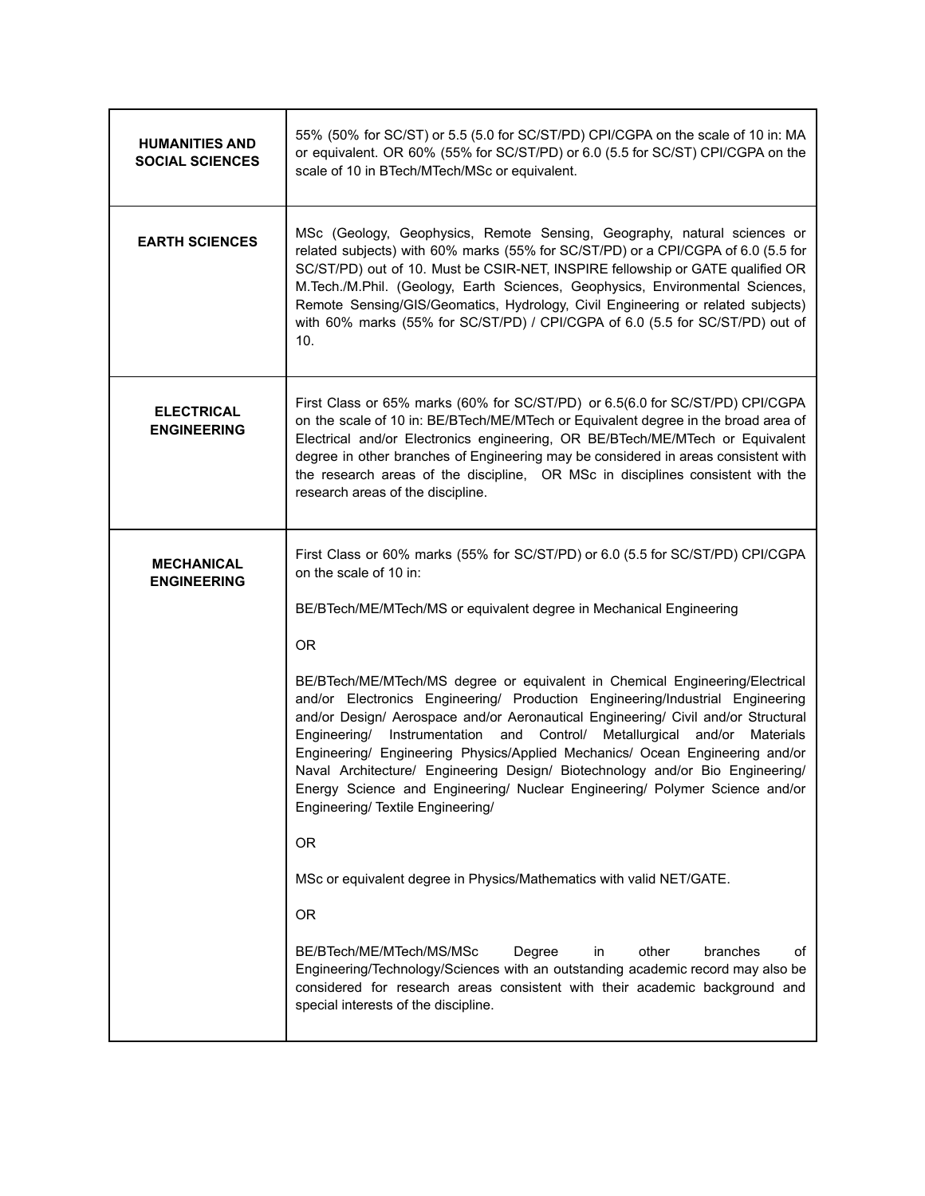| | |
|---|---|
| **HUMANITIES AND SOCIAL SCIENCES** | 55% (50% for SC/ST) or 5.5 (5.0 for SC/ST/PD) CPI/CGPA on the scale of 10 in: MA or equivalent. OR 60% (55% for SC/ST/PD) or 6.0 (5.5 for SC/ST) CPI/CGPA on the scale of 10 in BTech/MTech/MSc or equivalent. |
| **EARTH SCIENCES** | MSc (Geology, Geophysics, Remote Sensing, Geography, natural sciences or related subjects) with 60% marks (55% for SC/ST/PD) or a CPI/CGPA of 6.0 (5.5 for SC/ST/PD) out of 10. Must be CSIR-NET, INSPIRE fellowship or GATE qualified OR M.Tech./M.Phil. (Geology, Earth Sciences, Geophysics, Environmental Sciences, Remote Sensing/GIS/Geomatics, Hydrology, Civil Engineering or related subjects) with 60% marks (55% for SC/ST/PD) / CPI/CGPA of 6.0 (5.5 for SC/ST/PD) out of 10. |
| **ELECTRICAL ENGINEERING** | First Class or 65% marks (60% for SC/ST/PD) or 6.5(6.0 for SC/ST/PD) CPI/CGPA on the scale of 10 in: BE/BTech/ME/MTech or Equivalent degree in the broad area of Electrical and/or Electronics engineering, OR BE/BTech/ME/MTech or Equivalent degree in other branches of Engineering may be considered in areas consistent with the research areas of the discipline, OR MSc in disciplines consistent with the research areas of the discipline. |
| **MECHANICAL ENGINEERING** | First Class or 60% marks (55% for SC/ST/PD) or 6.0 (5.5 for SC/ST/PD) CPI/CGPA on the scale of 10 in:<br><br>BE/BTech/ME/MTech/MS or equivalent degree in Mechanical Engineering<br><br>OR<br><br>BE/BTech/ME/MTech/MS degree or equivalent in Chemical Engineering/Electrical and/or Electronics Engineering/ Production Engineering/Industrial Engineering and/or Design/ Aerospace and/or Aeronautical Engineering/ Civil and/or Structural Engineering/ Instrumentation and Control/ Metallurgical and/or Materials Engineering/ Engineering Physics/Applied Mechanics/ Ocean Engineering and/or Naval Architecture/ Engineering Design/ Biotechnology and/or Bio Engineering/ Energy Science and Engineering/ Nuclear Engineering/ Polymer Science and/or Engineering/ Textile Engineering/<br><br>OR<br><br>MSc or equivalent degree in Physics/Mathematics with valid NET/GATE.<br><br>OR<br><br>BE/BTech/ME/MTech/MS/MSc Degree in other branches of Engineering/Technology/Sciences with an outstanding academic record may also be considered for research areas consistent with their academic background and special interests of the discipline. |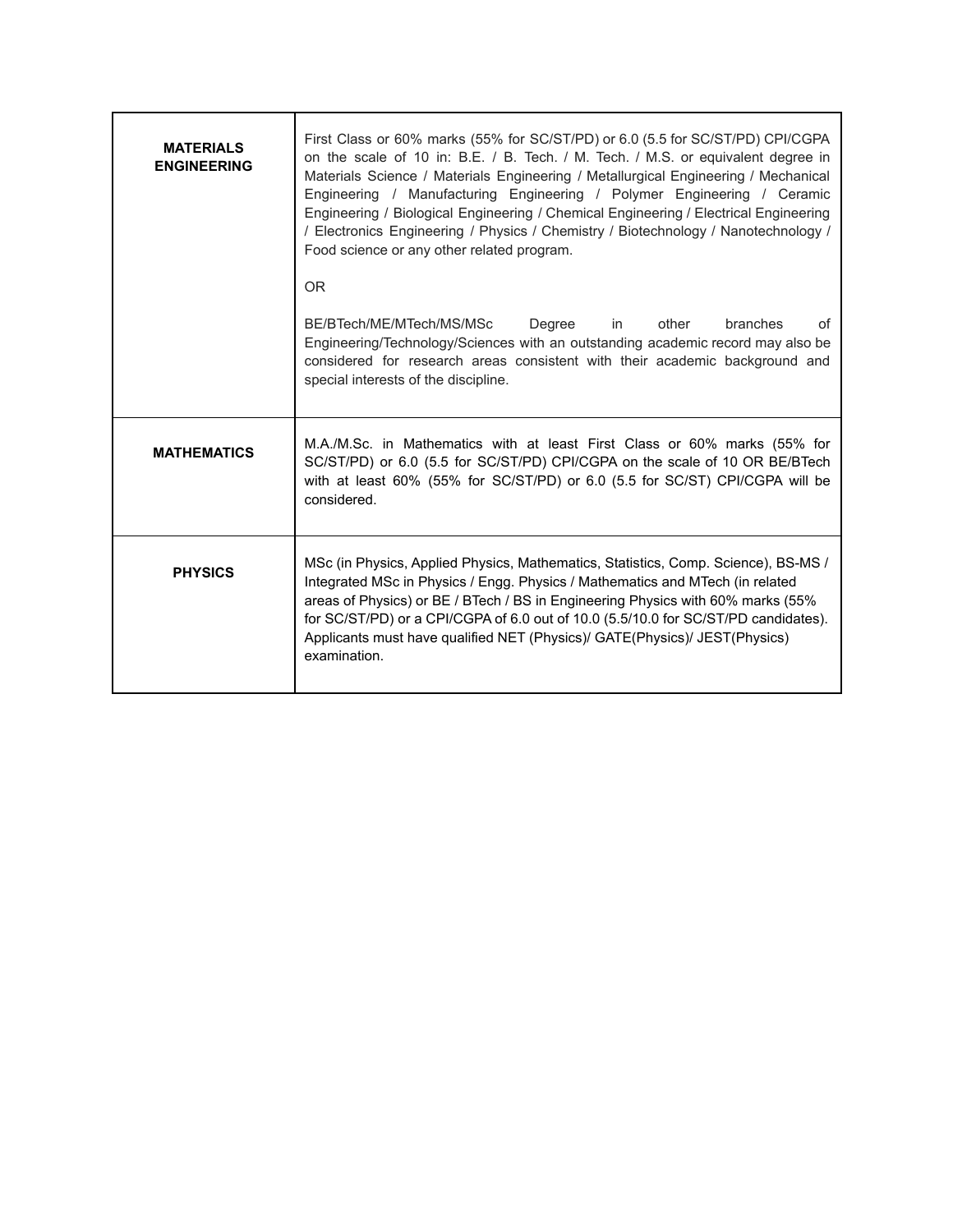| | |
|---|---|
| **MATERIALS ENGINEERING** | First Class or 60% marks (55% for SC/ST/PD) or 6.0 (5.5 for SC/ST/PD) CPI/CGPA on the scale of 10 in: B.E. / B. Tech. / M. Tech. / M.S. or equivalent degree in Materials Science / Materials Engineering / Metallurgical Engineering / Mechanical Engineering / Manufacturing Engineering / Polymer Engineering / Ceramic Engineering / Biological Engineering / Chemical Engineering / Electrical Engineering / Electronics Engineering / Physics / Chemistry / Biotechnology / Nanotechnology / Food science or any other related program.<br><br>OR<br><br>BE/BTech/ME/MTech/MS/MSc Degree in other branches of Engineering/Technology/Sciences with an outstanding academic record may also be considered for research areas consistent with their academic background and special interests of the discipline. |
| **MATHEMATICS** | M.A./M.Sc. in Mathematics with at least First Class or 60% marks (55% for SC/ST/PD) or 6.0 (5.5 for SC/ST/PD) CPI/CGPA on the scale of 10 OR BE/BTech with at least 60% (55% for SC/ST/PD) or 6.0 (5.5 for SC/ST) CPI/CGPA will be considered. |
| **PHYSICS** | MSc (in Physics, Applied Physics, Mathematics, Statistics, Comp. Science), BS-MS / Integrated MSc in Physics / Engg. Physics / Mathematics and MTech (in related areas of Physics) or BE / BTech / BS in Engineering Physics with 60% marks (55% for SC/ST/PD) or a CPI/CGPA of 6.0 out of 10.0 (5.5/10.0 for SC/ST/PD candidates). Applicants must have qualified NET (Physics)/ GATE(Physics)/ JEST(Physics) examination. |